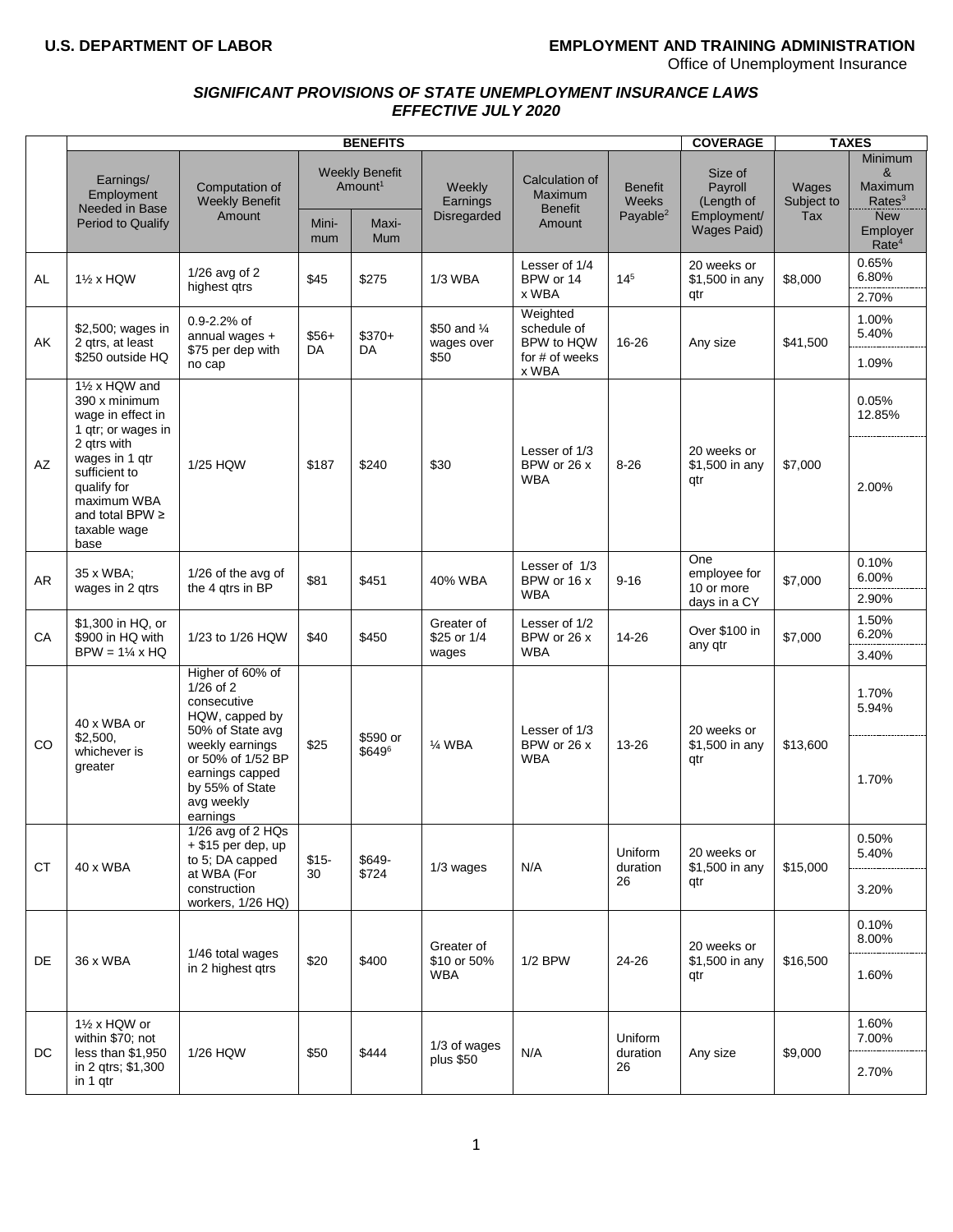**U.S. DEPARTMENT OF LABOR** **EMPLOYMENT AND TRAINING ADMINISTRATION**

Office of Unemployment Insurance

***SIGNIFICANT PROVISIONS OF STATE UNEMPLOYMENT INSURANCE LAWS EFFECTIVE JULY 2020***

| | BENEFITS | | | | | | | COVERAGE | TAXES | |
|---|---|---|---|---|---|---|---|---|---|---|
| | Earnings/ Employment Needed in Base Period to Qualify | Computation of Weekly Benefit Amount | Weekly Benefit Amount[1] | | Weekly Earnings Disregarded | Calculation of Maximum Benefit Amount | Benefit Weeks Payable[2] | Size of Payroll (Length of Employment/ Wages Paid) | Wages Subject to Tax | Minimum & Maximum Rates[3] / New Employer Rate[4] |
| | | | Mini-mum | Maxi-Mum | | | | | | |
| AL | 1½ x HQW | 1/26 avg of 2 highest qtrs | $45 | $275 | 1/3 WBA | Lesser of 1/4 BPW or 14 x WBA | 14[5] | 20 weeks or $1,500 in any qtr | $8,000 | 0.65% 6.80% / 2.70% |
| AK | $2,500; wages in 2 qtrs, at least $250 outside HQ | 0.9-2.2% of annual wages + $75 per dep with no cap | $56+ DA | $370+ DA | $50 and ¼ wages over $50 | Weighted schedule of BPW to HQW for # of weeks x WBA | 16-26 | Any size | $41,500 | 1.00% 5.40% / 1.09% |
| AZ | 1½ x HQW and 390 x minimum wage in effect in 1 qtr; or wages in 2 qtrs with wages in 1 qtr sufficient to qualify for maximum WBA and total BPW ≥ taxable wage base | 1/25 HQW | $187 | $240 | $30 | Lesser of 1/3 BPW or 26 x WBA | 8-26 | 20 weeks or $1,500 in any qtr | $7,000 | 0.05% 12.85% / 2.00% |
| AR | 35 x WBA; wages in 2 qtrs | 1/26 of the avg of the 4 qtrs in BP | $81 | $451 | 40% WBA | Lesser of 1/3 BPW or 16 x WBA | 9-16 | One employee for 10 or more days in a CY | $7,000 | 0.10% 6.00% / 2.90% |
| CA | $1,300 in HQ, or $900 in HQ with BPW = 1¼ x HQ | 1/23 to 1/26 HQW | $40 | $450 | Greater of $25 or 1/4 wages | Lesser of 1/2 BPW or 26 x WBA | 14-26 | Over $100 in any qtr | $7,000 | 1.50% 6.20% / 3.40% |
| CO | 40 x WBA or $2,500, whichever is greater | Higher of 60% of 1/26 of 2 consecutive HQW, capped by 50% of State avg weekly earnings or 50% of 1/52 BP earnings capped by 55% of State avg weekly earnings | $25 | $590 or $649[6] | ¼ WBA | Lesser of 1/3 BPW or 26 x WBA | 13-26 | 20 weeks or $1,500 in any qtr | $13,600 | 1.70% 5.94% / 1.70% |
| CT | 40 x WBA | 1/26 avg of 2 HQs + $15 per dep, up to 5; DA capped at WBA (For construction workers, 1/26 HQ) | $15-30 | $649-$724 | 1/3 wages | N/A | Uniform duration 26 | 20 weeks or $1,500 in any qtr | $15,000 | 0.50% 5.40% / 3.20% |
| DE | 36 x WBA | 1/46 total wages in 2 highest qtrs | $20 | $400 | Greater of $10 or 50% WBA | 1/2 BPW | 24-26 | 20 weeks or $1,500 in any qtr | $16,500 | 0.10% 8.00% / 1.60% |
| DC | 1½ x HQW or within $70; not less than $1,950 in 2 qtrs; $1,300 in 1 qtr | 1/26 HQW | $50 | $444 | 1/3 of wages plus $50 | N/A | Uniform duration 26 | Any size | $9,000 | 1.60% 7.00% / 2.70% |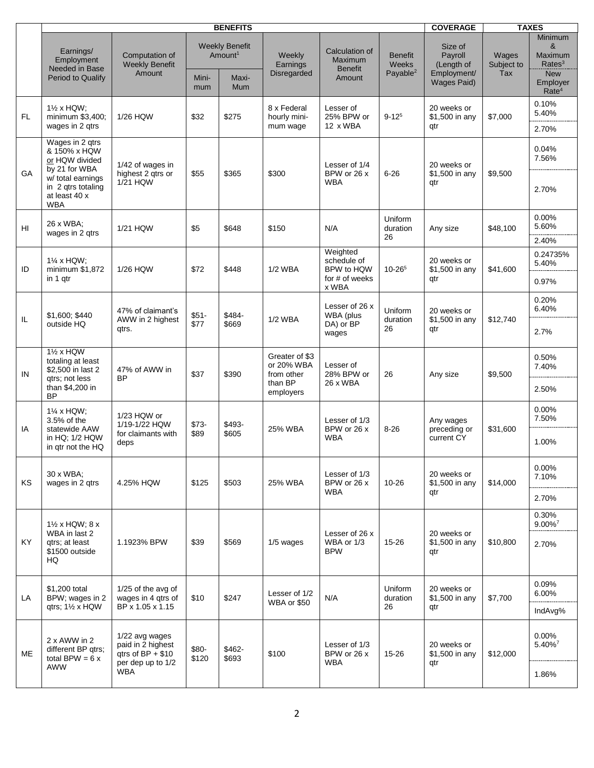| | BENEFITS | | | | | | | COVERAGE | TAXES | |
|---|---|---|---|---|---|---|---|---|---|---|
| | Earnings/ Employment Needed in Base Period to Qualify | Computation of Weekly Benefit Amount | Weekly Benefit Amount[1] | | Weekly Earnings Disregarded | Calculation of Maximum Benefit Amount | Benefit Weeks Payable[2] | Size of Payroll (Length of Employment/ Wages Paid) | Wages Subject to Tax | Minimum & Maximum Rates[3] / New Employer Rate[4] |
| | | | Mini-mum | Maxi-Mum | | | | | | |
| FL | 1½ x HQW; minimum $3,400; wages in 2 qtrs | 1/26 HQW | $32 | $275 | 8 x Federal hourly mini-mum wage | Lesser of 25% BPW or 12 x WBA | 9-12[5] | 20 weeks or $1,500 in any qtr | $7,000 | 0.10% 5.40% / 2.70% |
| GA | Wages in 2 qtrs & 150% x HQW or HQW divided by 21 for WBA w/ total earnings in 2 qtrs totaling at least 40 x WBA | 1/42 of wages in highest 2 qtrs or 1/21 HQW | $55 | $365 | $300 | Lesser of 1/4 BPW or 26 x WBA | 6-26 | 20 weeks or $1,500 in any qtr | $9,500 | 0.04% 7.56% / 2.70% |
| HI | 26 x WBA; wages in 2 qtrs | 1/21 HQW | $5 | $648 | $150 | N/A | Uniform duration 26 | Any size | $48,100 | 0.00% 5.60% / 2.40% |
| ID | 1¼ x HQW; minimum $1,872 in 1 qtr | 1/26 HQW | $72 | $448 | 1/2 WBA | Weighted schedule of BPW to HQW for # of weeks x WBA | 10-26[5] | 20 weeks or $1,500 in any qtr | $41,600 | 0.24735% 5.40% / 0.97% |
| IL | $1,600; $440 outside HQ | 47% of claimant's AWW in 2 highest qtrs. | $51-$77 | $484-$669 | 1/2 WBA | Lesser of 26 x WBA (plus DA) or BP wages | Uniform duration 26 | 20 weeks or $1,500 in any qtr | $12,740 | 0.20% 6.40% / 2.7% |
| IN | 1½ x HQW totaling at least $2,500 in last 2 qtrs; not less than $4,200 in BP | 47% of AWW in BP | $37 | $390 | Greater of $3 or 20% WBA from other than BP employers | Lesser of 28% BPW or 26 x WBA | 26 | Any size | $9,500 | 0.50% 7.40% / 2.50% |
| IA | 1¼ x HQW; 3.5% of the statewide AAW in HQ; 1/2 HQW in qtr not the HQ | 1/23 HQW or 1/19-1/22 HQW for claimants with deps | $73-$89 | $493-$605 | 25% WBA | Lesser of 1/3 BPW or 26 x WBA | 8-26 | Any wages preceding or current CY | $31,600 | 0.00% 7.50% / 1.00% |
| KS | 30 x WBA; wages in 2 qtrs | 4.25% HQW | $125 | $503 | 25% WBA | Lesser of 1/3 BPW or 26 x WBA | 10-26 | 20 weeks or $1,500 in any qtr | $14,000 | 0.00% 7.10% / 2.70% |
| KY | 1½ x HQW; 8 x WBA in last 2 qtrs; at least $1500 outside HQ | 1.1923% BPW | $39 | $569 | 1/5 wages | Lesser of 26 x WBA or 1/3 BPW | 15-26 | 20 weeks or $1,500 in any qtr | $10,800 | 0.30% 9.00%[7] / 2.70% |
| LA | $1,200 total BPW; wages in 2 qtrs; 1½ x HQW | 1/25 of the avg of wages in 4 qtrs of BP x 1.05 x 1.15 | $10 | $247 | Lesser of 1/2 WBA or $50 | N/A | Uniform duration 26 | 20 weeks or $1,500 in any qtr | $7,700 | 0.09% 6.00% / IndAvg% |
| ME | 2 x AWW in 2 different BP qtrs; total BPW = 6 x AWW | 1/22 avg wages paid in 2 highest qtrs of BP + $10 per dep up to 1/2 WBA | $80-$120 | $462-$693 | $100 | Lesser of 1/3 BPW or 26 x WBA | 15-26 | 20 weeks or $1,500 in any qtr | $12,000 | 0.00% 5.40%[7] / 1.86% |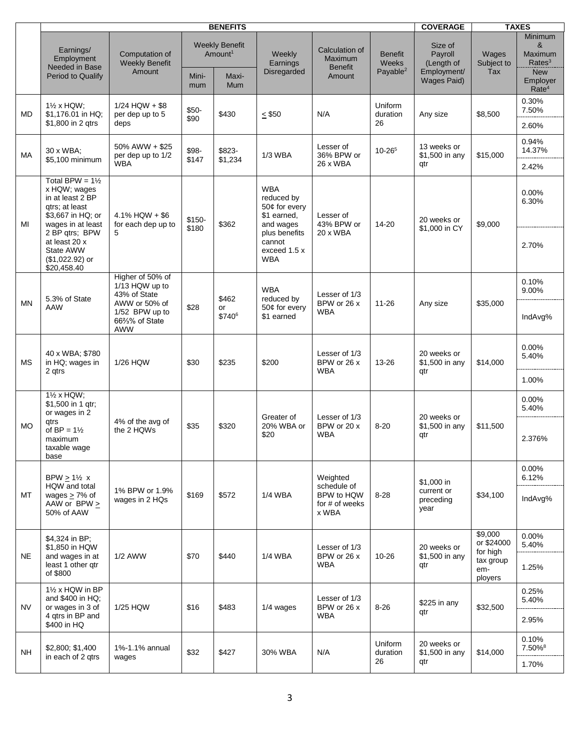| | BENEFITS | | | | | | | COVERAGE | TAXES | |
|---|---|---|---|---|---|---|---|---|---|---|
| | Earnings/ Employment Needed in Base Period to Qualify | Computation of Weekly Benefit Amount | Weekly Benefit Amount[1] | | Weekly Earnings Disregarded | Calculation of Maximum Benefit Amount | Benefit Weeks Payable[2] | Size of Payroll (Length of Employment/ Wages Paid) | Wages Subject to Tax | Minimum & Maximum Rates[3] / New Employer Rate[4] |
| | | | Minimum | Maximum | | | | | | |
| MD | 1½ x HQW; $1,176.01 in HQ; $1,800 in 2 qtrs | 1/24 HQW + $8 per dep up to 5 deps | $50-$90 | $430 | ≤ $50 | N/A | Uniform duration 26 | Any size | $8,500 | 0.30% 7.50% / 2.60% |
| MA | 30 x WBA; $5,100 minimum | 50% AWW + $25 per dep up to 1/2 WBA | $98-$147 | $823-$1,234 | 1/3 WBA | Lesser of 36% BPW or 26 x WBA | 10-26[5] | 13 weeks or $1,500 in any qtr | $15,000 | 0.94% 14.37% / 2.42% |
| MI | Total BPW = 1½ x HQW; wages in at least 2 BP qtrs; at least $3,667 in HQ; or wages in at least 2 BP qtrs; BPW at least 20 x State AWW ($1,022.92) or $20,458.40 | 4.1% HQW + $6 for each dep up to 5 | $150-$180 | $362 | WBA reduced by 50¢ for every $1 earned, and wages plus benefits cannot exceed 1.5 x WBA | Lesser of 43% BPW or 20 x WBA | 14-20 | 20 weeks or $1,000 in CY | $9,000 | 0.00% 6.30% / 2.70% |
| MN | 5.3% of State AAW | Higher of 50% of 1/13 HQW up to 43% of State AWW or 50% of 1/52 BPW up to 66⅔% of State AWW | $28 | $462 or $740[6] | WBA reduced by 50¢ for every $1 earned | Lesser of 1/3 BPW or 26 x WBA | 11-26 | Any size | $35,000 | 0.10% 9.00% / IndAvg% |
| MS | 40 x WBA; $780 in HQ; wages in 2 qtrs | 1/26 HQW | $30 | $235 | $200 | Lesser of 1/3 BPW or 26 x WBA | 13-26 | 20 weeks or $1,500 in any qtr | $14,000 | 0.00% 5.40% / 1.00% |
| MO | 1½ x HQW; $1,500 in 1 qtr; or wages in 2 qtrs of BP = 1½ maximum taxable wage base | 4% of the avg of the 2 HQWs | $35 | $320 | Greater of 20% WBA or $20 | Lesser of 1/3 BPW or 20 x WBA | 8-20 | 20 weeks or $1,500 in any qtr | $11,500 | 0.00% 5.40% / 2.376% |
| MT | BPW ≥ 1½ x HQW and total wages ≥ 7% of AAW or BPW ≥ 50% of AAW | 1% BPW or 1.9% wages in 2 HQs | $169 | $572 | 1/4 WBA | Weighted schedule of BPW to HQW for # of weeks x WBA | 8-28 | $1,000 in current or preceding year | $34,100 | 0.00% 6.12% / IndAvg% |
| NE | $4,324 in BP; $1,850 in HQW and wages in at least 1 other qtr of $800 | 1/2 AWW | $70 | $440 | 1/4 WBA | Lesser of 1/3 BPW or 26 x WBA | 10-26 | 20 weeks or $1,500 in any qtr | $9,000 or $24000 for high tax group employers | 0.00% 5.40% / 1.25% |
| NV | 1½ x HQW in BP and $400 in HQ; or wages in 3 of 4 qtrs in BP and $400 in HQ | 1/25 HQW | $16 | $483 | 1/4 wages | Lesser of 1/3 BPW or 26 x WBA | 8-26 | $225 in any qtr | $32,500 | 0.25% 5.40% / 2.95% |
| NH | $2,800; $1,400 in each of 2 qtrs | 1%-1.1% annual wages | $32 | $427 | 30% WBA | N/A | Uniform duration 26 | 20 weeks or $1,500 in any qtr | $14,000 | 0.10% 7.50%[8] / 1.70% |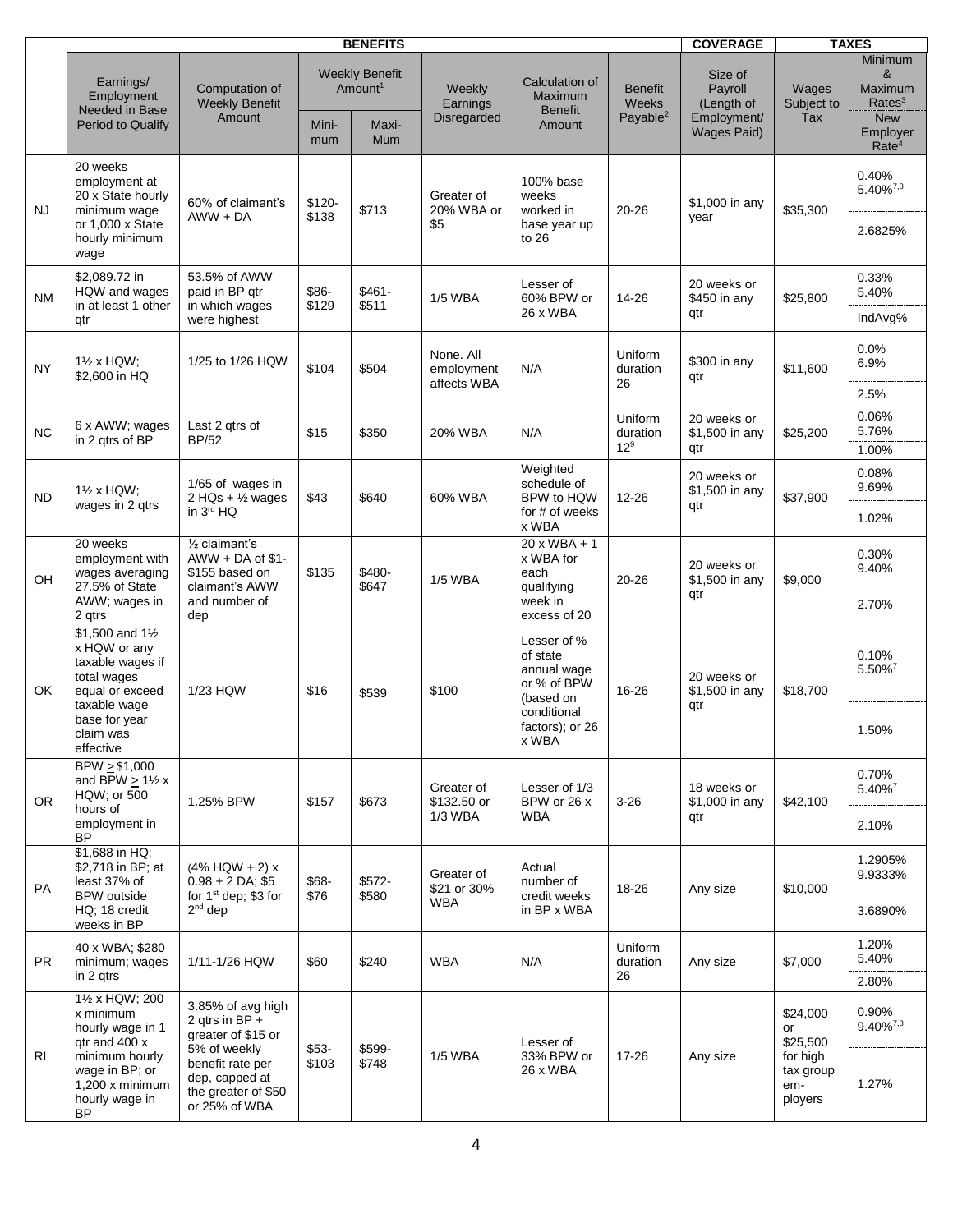| | BENEFITS | | | | | | | COVERAGE | TAXES | |
|---|---|---|---|---|---|---|---|---|---|---|
| | Earnings/ Employment Needed in Base Period to Qualify | Computation of Weekly Benefit Amount | Weekly Benefit Amount[1] | | Weekly Earnings Disregarded | Calculation of Maximum Benefit Amount | Benefit Weeks Payable[2] | Size of Payroll (Length of Employment/ Wages Paid) | Wages Subject to Tax | Minimum & Maximum Rates[3] / New Employer Rate[4] |
| | | | Mini-mum | Maxi-Mum | | | | | | |
| NJ | 20 weeks employment at 20 x State hourly minimum wage or 1,000 x State hourly minimum wage | 60% of claimant's AWW + DA | $120-$138 | $713 | Greater of 20% WBA or $5 | 100% base weeks worked in base year up to 26 | 20-26 | $1,000 in any year | $35,300 | 0.40% 5.40%[7,8] / 2.6825% |
| NM | $2,089.72 in HQW and wages in at least 1 other qtr | 53.5% of AWW paid in BP qtr in which wages were highest | $86-$129 | $461-$511 | 1/5 WBA | Lesser of 60% BPW or 26 x WBA | 14-26 | 20 weeks or $450 in any qtr | $25,800 | 0.33% 5.40% / IndAvg% |
| NY | 1½ x HQW; $2,600 in HQ | 1/25 to 1/26 HQW | $104 | $504 | None. All employment affects WBA | N/A | Uniform duration 26 | $300 in any qtr | $11,600 | 0.0% 6.9% / 2.5% |
| NC | 6 x AWW; wages in 2 qtrs of BP | Last 2 qtrs of BP/52 | $15 | $350 | 20% WBA | N/A | Uniform duration 12[9] | 20 weeks or $1,500 in any qtr | $25,200 | 0.06% 5.76% / 1.00% |
| ND | 1½ x HQW; wages in 2 qtrs | 1/65 of wages in 2 HQs + ½ wages in 3rd HQ | $43 | $640 | 60% WBA | Weighted schedule of BPW to HQW for # of weeks x WBA | 12-26 | 20 weeks or $1,500 in any qtr | $37,900 | 0.08% 9.69% / 1.02% |
| OH | 20 weeks employment with wages averaging 27.5% of State AWW; wages in 2 qtrs | ½ claimant's AWW + DA of $1-$155 based on claimant's AWW and number of dep | $135 | $480-$647 | 1/5 WBA | 20 x WBA + 1 x WBA for each qualifying week in excess of 20 | 20-26 | 20 weeks or $1,500 in any qtr | $9,000 | 0.30% 9.40% / 2.70% |
| OK | $1,500 and 1½ x HQW or any taxable wages if total wages equal or exceed taxable wage base for year claim was effective | 1/23 HQW | $16 | $539 | $100 | Lesser of % of state annual wage or % of BPW (based on conditional factors); or 26 x WBA | 16-26 | 20 weeks or $1,500 in any qtr | $18,700 | 0.10% 5.50%[7] / 1.50% |
| OR | BPW ≥ $1,000 and BPW ≥ 1½ x HQW; or 500 hours of employment in BP | 1.25% BPW | $157 | $673 | Greater of $132.50 or 1/3 WBA | Lesser of 1/3 BPW or 26 x WBA | 3-26 | 18 weeks or $1,000 in any qtr | $42,100 | 0.70% 5.40%[7] / 2.10% |
| PA | $1,688 in HQ; $2,718 in BP; at least 37% of BPW outside HQ; 18 credit weeks in BP | (4% HQW + 2) x 0.98 + 2 DA; $5 for 1st dep; $3 for 2nd dep | $68-$76 | $572-$580 | Greater of $21 or 30% WBA | Actual number of credit weeks in BP x WBA | 18-26 | Any size | $10,000 | 1.2905% 9.9333% / 3.6890% |
| PR | 40 x WBA; $280 minimum; wages in 2 qtrs | 1/11-1/26 HQW | $60 | $240 | WBA | N/A | Uniform duration 26 | Any size | $7,000 | 1.20% 5.40% / 2.80% |
| RI | 1½ x HQW; 200 x minimum hourly wage in 1 qtr and 400 x minimum hourly wage in BP; or 1,200 x minimum hourly wage in BP | 3.85% of avg high 2 qtrs in BP + greater of $15 or 5% of weekly benefit rate per dep, capped at the greater of $50 or 25% of WBA | $53-$103 | $599-$748 | 1/5 WBA | Lesser of 33% BPW or 26 x WBA | 17-26 | Any size | $24,000 or $25,500 for high tax group em-ployers | 0.90% 9.40%[7,8] / 1.27% |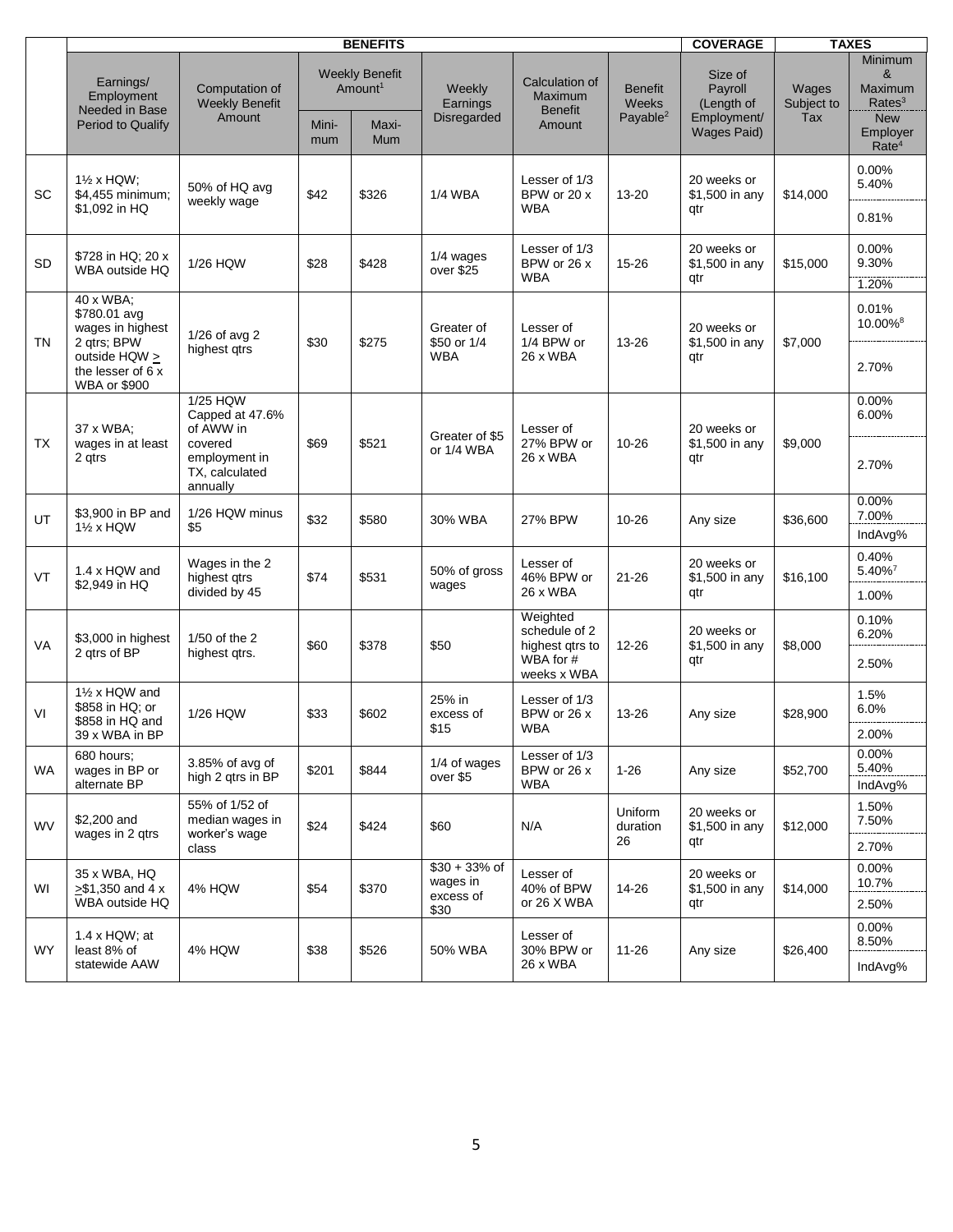| | BENEFITS | | | | | | | COVERAGE | TAXES | |
|---|---|---|---|---|---|---|---|---|---|---|
| | Earnings/ Employment Needed in Base Period to Qualify | Computation of Weekly Benefit Amount | Weekly Benefit Amount[1] | | Weekly Earnings Disregarded | Calculation of Maximum Benefit Amount | Benefit Weeks Payable[2] | Size of Payroll (Length of Employment/ Wages Paid) | Wages Subject to Tax | Minimum & Maximum Rates[3] / New Employer Rate[4] |
| | | | Mini-mum | Maxi-Mum | | | | | | |
| SC | 1½ x HQW; $4,455 minimum; $1,092 in HQ | 50% of HQ avg weekly wage | $42 | $326 | 1/4 WBA | Lesser of 1/3 BPW or 20 x WBA | 13-20 | 20 weeks or $1,500 in any qtr | $14,000 | 0.00% 5.40% / 0.81% |
| SD | $728 in HQ; 20 x WBA outside HQ | 1/26 HQW | $28 | $428 | 1/4 wages over $25 | Lesser of 1/3 BPW or 26 x WBA | 15-26 | 20 weeks or $1,500 in any qtr | $15,000 | 0.00% 9.30% / 1.20% |
| TN | 40 x WBA; $780.01 avg wages in highest 2 qtrs; BPW outside HQW ≥ the lesser of 6 x WBA or $900 | 1/26 of avg 2 highest qtrs | $30 | $275 | Greater of $50 or 1/4 WBA | Lesser of 1/4 BPW or 26 x WBA | 13-26 | 20 weeks or $1,500 in any qtr | $7,000 | 0.01% 10.00%[8] / 2.70% |
| TX | 37 x WBA; wages in at least 2 qtrs | 1/25 HQW Capped at 47.6% of AWW in covered employment in TX, calculated annually | $69 | $521 | Greater of $5 or 1/4 WBA | Lesser of 27% BPW or 26 x WBA | 10-26 | 20 weeks or $1,500 in any qtr | $9,000 | 0.00% 6.00% / 2.70% |
| UT | $3,900 in BP and 1½ x HQW | 1/26 HQW minus $5 | $32 | $580 | 30% WBA | 27% BPW | 10-26 | Any size | $36,600 | 0.00% 7.00% / IndAvg% |
| VT | 1.4 x HQW and $2,949 in HQ | Wages in the 2 highest qtrs divided by 45 | $74 | $531 | 50% of gross wages | Lesser of 46% BPW or 26 x WBA | 21-26 | 20 weeks or $1,500 in any qtr | $16,100 | 0.40% 5.40%[7] / 1.00% |
| VA | $3,000 in highest 2 qtrs of BP | 1/50 of the 2 highest qtrs. | $60 | $378 | $50 | Weighted schedule of 2 highest qtrs to WBA for # weeks x WBA | 12-26 | 20 weeks or $1,500 in any qtr | $8,000 | 0.10% 6.20% / 2.50% |
| VI | 1½ x HQW and $858 in HQ; or $858 in HQ and 39 x WBA in BP | 1/26 HQW | $33 | $602 | 25% in excess of $15 | Lesser of 1/3 BPW or 26 x WBA | 13-26 | Any size | $28,900 | 1.5% 6.0% / 2.00% |
| WA | 680 hours; wages in BP or alternate BP | 3.85% of avg of high 2 qtrs in BP | $201 | $844 | 1/4 of wages over $5 | Lesser of 1/3 BPW or 26 x WBA | 1-26 | Any size | $52,700 | 0.00% 5.40% / IndAvg% |
| WV | $2,200 and wages in 2 qtrs | 55% of 1/52 of median wages in worker's wage class | $24 | $424 | $60 | N/A | Uniform duration 26 | 20 weeks or $1,500 in any qtr | $12,000 | 1.50% 7.50% / 2.70% |
| WI | 35 x WBA, HQ ≥$1,350 and 4 x WBA outside HQ | 4% HQW | $54 | $370 | $30 + 33% of wages in excess of $30 | Lesser of 40% of BPW or 26 X WBA | 14-26 | 20 weeks or $1,500 in any qtr | $14,000 | 0.00% 10.7% / 2.50% |
| WY | 1.4 x HQW; at least 8% of statewide AAW | 4% HQW | $38 | $526 | 50% WBA | Lesser of 30% BPW or 26 x WBA | 11-26 | Any size | $26,400 | 0.00% 8.50% / IndAvg% |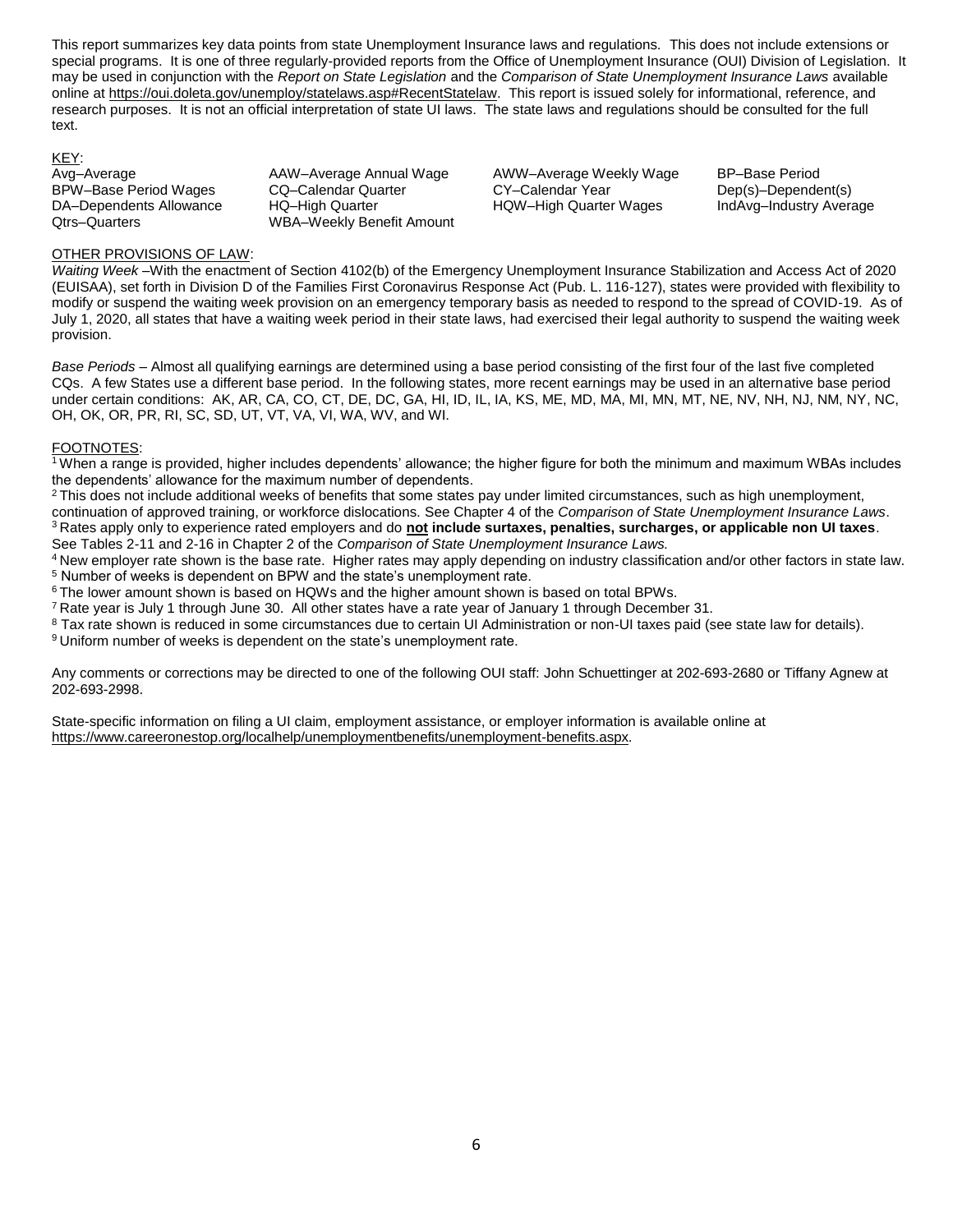This report summarizes key data points from state Unemployment Insurance laws and regulations. This does not include extensions or special programs. It is one of three regularly-provided reports from the Office of Unemployment Insurance (OUI) Division of Legislation. It may be used in conjunction with the *Report on State Legislation* and the *Comparison of State Unemployment Insurance Laws* available online at https://oui.doleta.gov/unemploy/statelaws.asp#RecentStatelaw. This report is issued solely for informational, reference, and research purposes. It is not an official interpretation of state UI laws. The state laws and regulations should be consulted for the full text.

KEY:

| | | | |
|---|---|---|---|
| Avg–Average | AAW–Average Annual Wage | AWW–Average Weekly Wage | BP–Base Period |
| BPW–Base Period Wages | CQ–Calendar Quarter | CY–Calendar Year | Dep(s)–Dependent(s) |
| DA–Dependents Allowance | HQ–High Quarter | HQW–High Quarter Wages | IndAvg–Industry Average |
| Qtrs–Quarters | WBA–Weekly Benefit Amount | | |

OTHER PROVISIONS OF LAW:

*Waiting Week* –With the enactment of Section 4102(b) of the Emergency Unemployment Insurance Stabilization and Access Act of 2020 (EUISAA), set forth in Division D of the Families First Coronavirus Response Act (Pub. L. 116-127), states were provided with flexibility to modify or suspend the waiting week provision on an emergency temporary basis as needed to respond to the spread of COVID-19. As of July 1, 2020, all states that have a waiting week period in their state laws, had exercised their legal authority to suspend the waiting week provision.

*Base Periods* – Almost all qualifying earnings are determined using a base period consisting of the first four of the last five completed CQs. A few States use a different base period. In the following states, more recent earnings may be used in an alternative base period under certain conditions: AK, AR, CA, CO, CT, DE, DC, GA, HI, ID, IL, IA, KS, ME, MD, MA, MI, MN, MT, NE, NV, NH, NJ, NM, NY, NC, OH, OK, OR, PR, RI, SC, SD, UT, VT, VA, VI, WA, WV, and WI.

FOOTNOTES:

[1] When a range is provided, higher includes dependents' allowance; the higher figure for both the minimum and maximum WBAs includes the dependents' allowance for the maximum number of dependents.

[2] This does not include additional weeks of benefits that some states pay under limited circumstances, such as high unemployment, continuation of approved training, or workforce dislocations. See Chapter 4 of the *Comparison of State Unemployment Insurance Laws*.

[3] Rates apply only to experience rated employers and do **not include surtaxes, penalties, surcharges, or applicable non UI taxes**. See Tables 2-11 and 2-16 in Chapter 2 of the *Comparison of State Unemployment Insurance Laws.*

[4] New employer rate shown is the base rate. Higher rates may apply depending on industry classification and/or other factors in state law.

[5] Number of weeks is dependent on BPW and the state's unemployment rate.

[6] The lower amount shown is based on HQWs and the higher amount shown is based on total BPWs.

[7] Rate year is July 1 through June 30. All other states have a rate year of January 1 through December 31.

[8] Tax rate shown is reduced in some circumstances due to certain UI Administration or non-UI taxes paid (see state law for details).

[9] Uniform number of weeks is dependent on the state's unemployment rate.

Any comments or corrections may be directed to one of the following OUI staff: John Schuettinger at 202-693-2680 or Tiffany Agnew at 202-693-2998.

State-specific information on filing a UI claim, employment assistance, or employer information is available online at https://www.careeronestop.org/localhelp/unemploymentbenefits/unemployment-benefits.aspx.